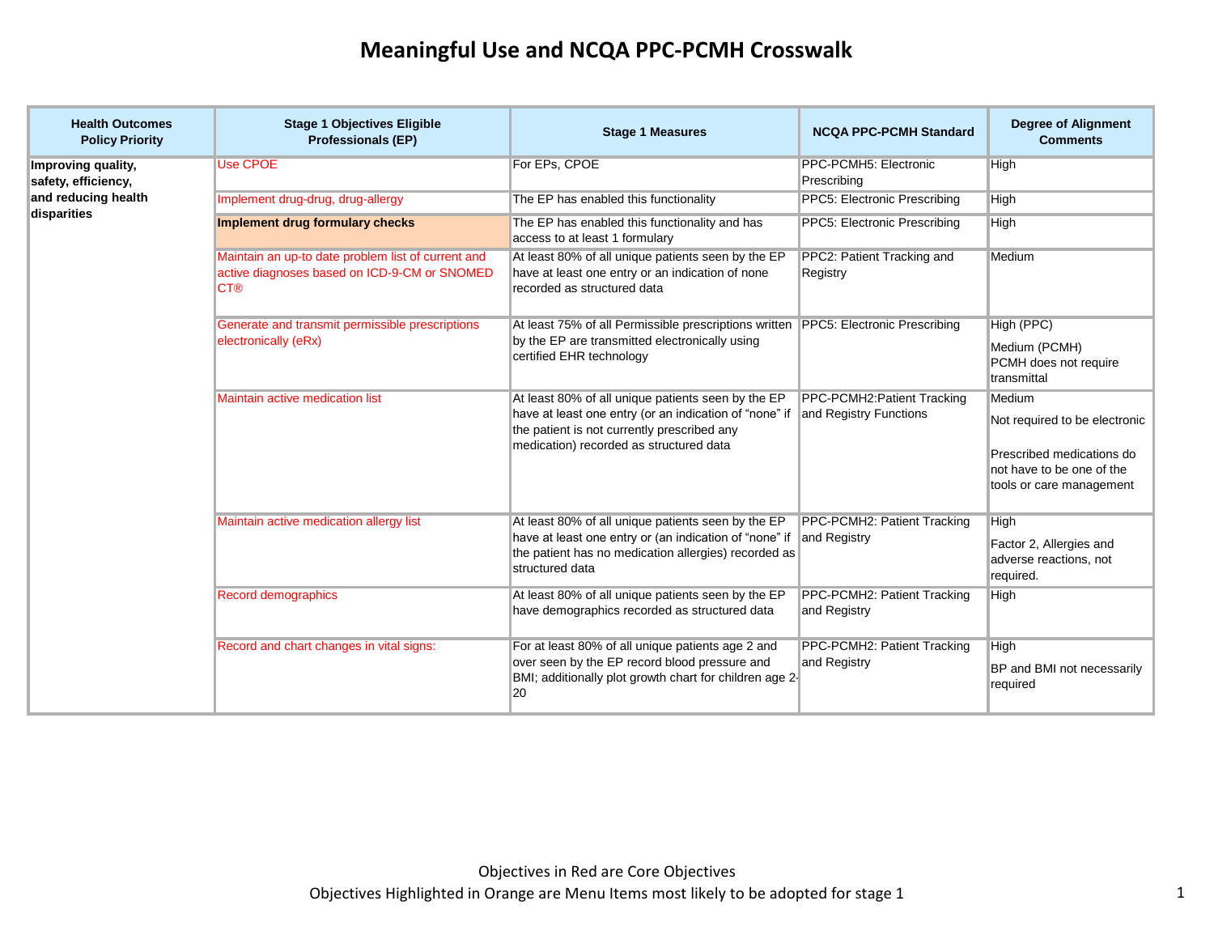# Meaningful Use and NCQA PPC-PCMH Crosswalk

| Health Outcomes Policy Priority | Stage 1 Objectives Eligible Professionals (EP) | Stage 1 Measures | NCQA PPC-PCMH Standard | Degree of Alignment Comments |
|---|---|---|---|---|
| **Improving quality, safety, efficiency, and reducing health disparities** | Use CPOE | For EPs, CPOE | PPC-PCMH5: Electronic Prescribing | High |
| | Implement drug-drug, drug-allergy | The EP has enabled this functionality | PPC5: Electronic Prescribing | High |
| | **Implement drug formulary checks** | The EP has enabled this functionality and has access to at least 1 formulary | PPC5: Electronic Prescribing | High |
| | Maintain an up-to date problem list of current and active diagnoses based on ICD-9-CM or SNOMED CT® | At least 80% of all unique patients seen by the EP have at least one entry or an indication of none recorded as structured data | PPC2: Patient Tracking and Registry | Medium |
| | Generate and transmit permissible prescriptions electronically (eRx) | At least 75% of all Permissible prescriptions written by the EP are transmitted electronically using certified EHR technology | PPC5: Electronic Prescribing | High (PPC)<br>Medium (PCMH) PCMH does not require transmittal |
| | Maintain active medication list | At least 80% of all unique patients seen by the EP have at least one entry (or an indication of "none" if the patient is not currently prescribed any medication) recorded as structured data | PPC-PCMH2:Patient Tracking and Registry Functions | Medium<br>Not required to be electronic<br>Prescribed medications do not have to be one of the tools or care management |
| | Maintain active medication allergy list | At least 80% of all unique patients seen by the EP have at least one entry or (an indication of "none" if the patient has no medication allergies) recorded as structured data | PPC-PCMH2: Patient Tracking and Registry | High<br>Factor 2, Allergies and adverse reactions, not required. |
| | Record demographics | At least 80% of all unique patients seen by the EP have demographics recorded as structured data | PPC-PCMH2: Patient Tracking and Registry | High |
| | Record and chart changes in vital signs: | For at least 80% of all unique patients age 2 and over seen by the EP record blood pressure and BMI; additionally plot growth chart for children age 2-20 | PPC-PCMH2: Patient Tracking and Registry | High<br>BP and BMI not necessarily required |

Objectives in Red are Core Objectives

Objectives Highlighted in Orange are Menu Items most likely to be adopted for stage 1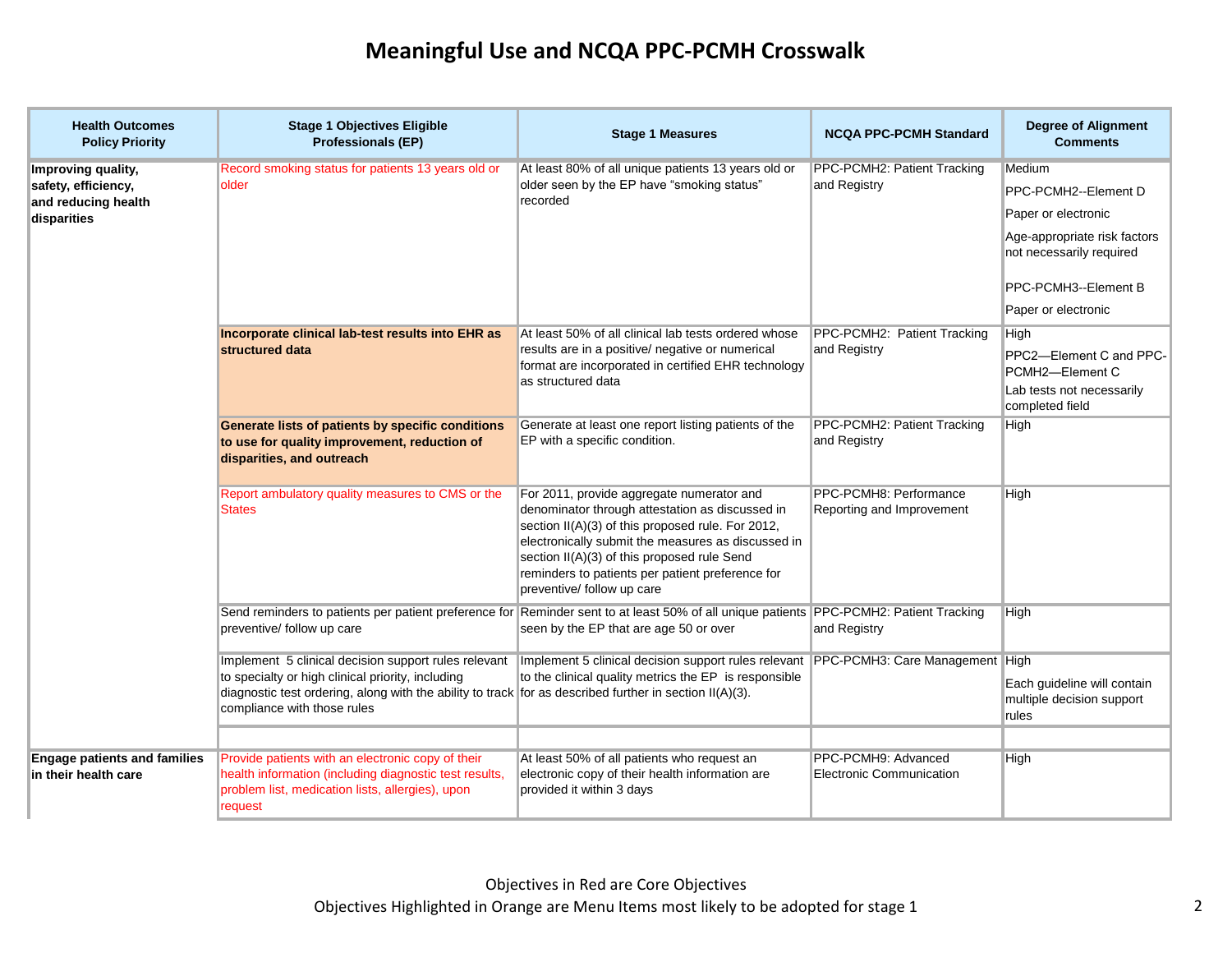# Meaningful Use and NCQA PPC-PCMH Crosswalk

| Health Outcomes Policy Priority | Stage 1 Objectives Eligible Professionals (EP) | Stage 1 Measures | NCQA PPC-PCMH Standard | Degree of Alignment Comments |
|---|---|---|---|---|
| **Improving quality, safety, efficiency, and reducing health disparities** | Record smoking status for patients 13 years old or older | At least 80% of all unique patients 13 years old or older seen by the EP have "smoking status" recorded | PPC-PCMH2: Patient Tracking and Registry | Medium<br>PPC-PCMH2--Element D<br>Paper or electronic<br>Age-appropriate risk factors not necessarily required<br>PPC-PCMH3--Element B<br>Paper or electronic |
| | **Incorporate clinical lab-test results into EHR as structured data** | At least 50% of all clinical lab tests ordered whose results are in a positive/ negative or numerical format are incorporated in certified EHR technology as structured data | PPC-PCMH2: Patient Tracking and Registry | High<br>PPC2—Element C and PPC-PCMH2—Element C<br>Lab tests not necessarily completed field |
| | **Generate lists of patients by specific conditions to use for quality improvement, reduction of disparities, and outreach** | Generate at least one report listing patients of the EP with a specific condition. | PPC-PCMH2: Patient Tracking and Registry | High |
| | Report ambulatory quality measures to CMS or the States | For 2011, provide aggregate numerator and denominator through attestation as discussed in section II(A)(3) of this proposed rule. For 2012, electronically submit the measures as discussed in section II(A)(3) of this proposed rule Send reminders to patients per patient preference for preventive/ follow up care | PPC-PCMH8: Performance Reporting and Improvement | High |
| | Send reminders to patients per patient preference for preventive/ follow up care | Reminder sent to at least 50% of all unique patients seen by the EP that are age 50 or over | PPC-PCMH2: Patient Tracking and Registry | High |
| | Implement 5 clinical decision support rules relevant to specialty or high clinical priority, including diagnostic test ordering, along with the ability to track compliance with those rules | Implement 5 clinical decision support rules relevant to the clinical quality metrics the EP is responsible for as described further in section II(A)(3). | PPC-PCMH3: Care Management | High<br>Each guideline will contain multiple decision support rules |
| | | | | |
| **Engage patients and families in their health care** | Provide patients with an electronic copy of their health information (including diagnostic test results, problem list, medication lists, allergies), upon request | At least 50% of all patients who request an electronic copy of their health information are provided it within 3 days | PPC-PCMH9: Advanced Electronic Communication | High |

Objectives in Red are Core Objectives

Objectives Highlighted in Orange are Menu Items most likely to be adopted for stage 1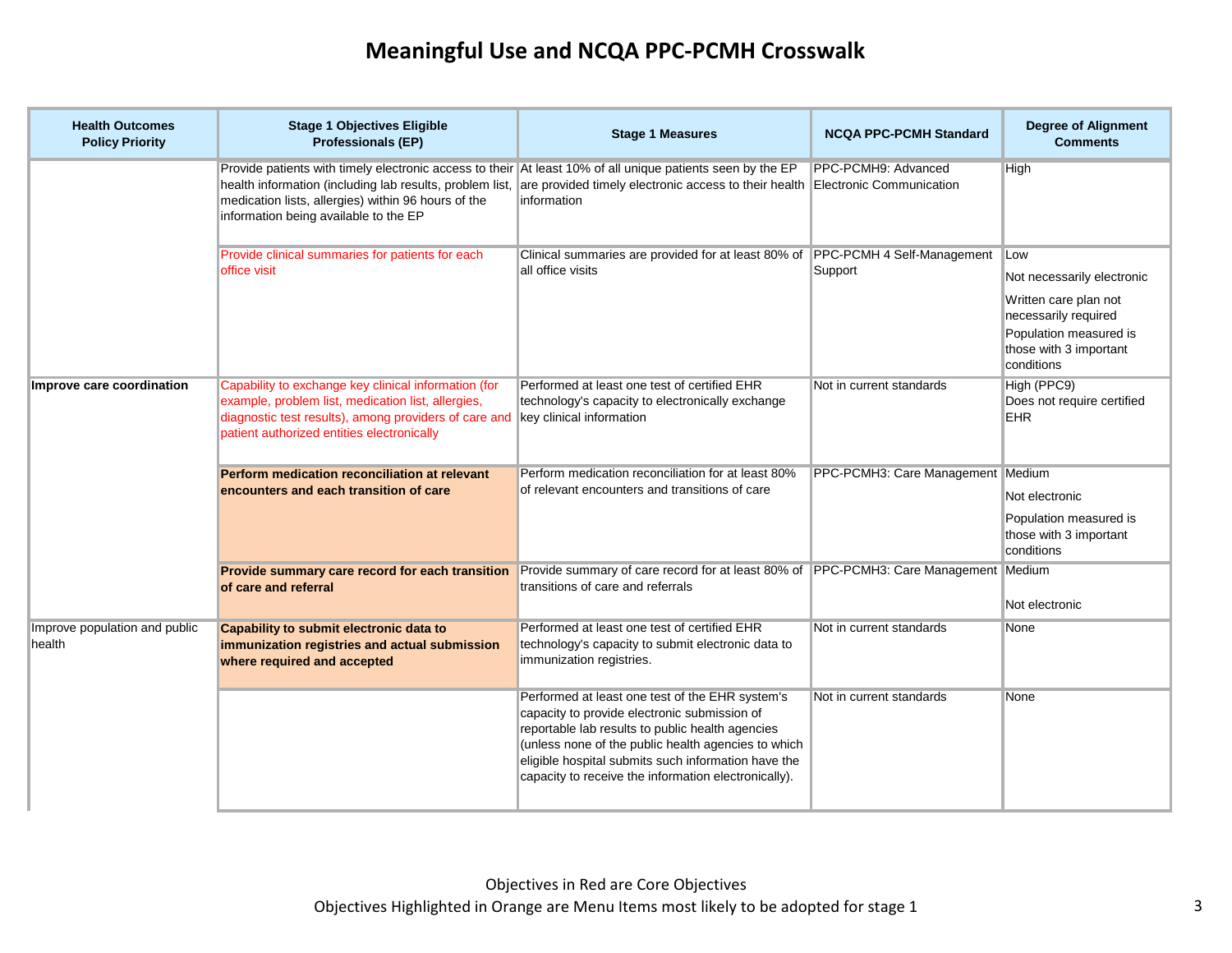# Meaningful Use and NCQA PPC-PCMH Crosswalk

| Health Outcomes Policy Priority | Stage 1 Objectives Eligible Professionals (EP) | Stage 1 Measures | NCQA PPC-PCMH Standard | Degree of Alignment Comments |
|---|---|---|---|---|
| | Provide patients with timely electronic access to their health information (including lab results, problem list, medication lists, allergies) within 96 hours of the information being available to the EP | At least 10% of all unique patients seen by the EP are provided timely electronic access to their health information | PPC-PCMH9: Advanced Electronic Communication | High |
| | Provide clinical summaries for patients for each office visit | Clinical summaries are provided for at least 80% of all office visits | PPC-PCMH 4 Self-Management Support | Low<br>Not necessarily electronic<br>Written care plan not necessarily required<br>Population measured is those with 3 important conditions |
| **Improve care coordination** | Capability to exchange key clinical information (for example, problem list, medication list, allergies, diagnostic test results), among providers of care and patient authorized entities electronically | Performed at least one test of certified EHR technology's capacity to electronically exchange key clinical information | Not in current standards | High (PPC9)<br>Does not require certified EHR |
| | **Perform medication reconciliation at relevant encounters and each transition of care** | Perform medication reconciliation for at least 80% of relevant encounters and transitions of care | PPC-PCMH3: Care Management | Medium<br>Not electronic<br>Population measured is those with 3 important conditions |
| | **Provide summary care record for each transition of care and referral** | Provide summary of care record for at least 80% of transitions of care and referrals | PPC-PCMH3: Care Management | Medium<br>Not electronic |
| Improve population and public health | **Capability to submit electronic data to immunization registries and actual submission where required and accepted** | Performed at least one test of certified EHR technology's capacity to submit electronic data to immunization registries. | Not in current standards | None |
| | | Performed at least one test of the EHR system's capacity to provide electronic submission of reportable lab results to public health agencies (unless none of the public health agencies to which eligible hospital submits such information have the capacity to receive the information electronically). | Not in current standards | None |

Objectives in Red are Core Objectives
Objectives Highlighted in Orange are Menu Items most likely to be adopted for stage 1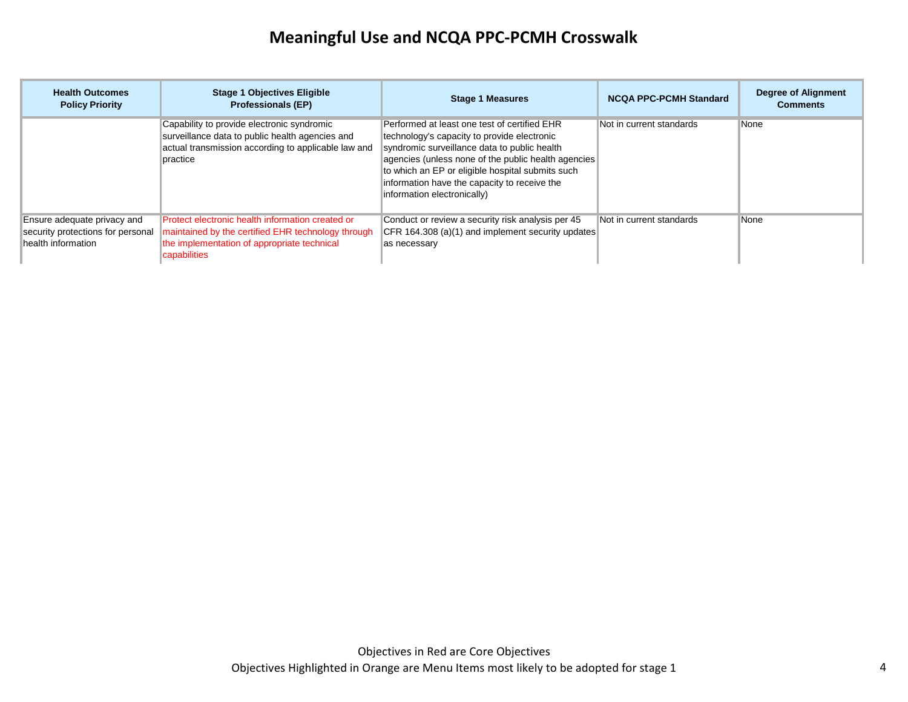# Meaningful Use and NCQA PPC-PCMH Crosswalk

| Health Outcomes Policy Priority | Stage 1 Objectives Eligible Professionals (EP) | Stage 1 Measures | NCQA PPC-PCMH Standard | Degree of Alignment Comments |
|---|---|---|---|---|
| | Capability to provide electronic syndromic surveillance data to public health agencies and actual transmission according to applicable law and practice | Performed at least one test of certified EHR technology's capacity to provide electronic syndromic surveillance data to public health agencies (unless none of the public health agencies to which an EP or eligible hospital submits such information have the capacity to receive the information electronically) | Not in current standards | None |
| Ensure adequate privacy and security protections for personal health information | Protect electronic health information created or maintained by the certified EHR technology through the implementation of appropriate technical capabilities | Conduct or review a security risk analysis per 45 CFR 164.308 (a)(1) and implement security updates as necessary | Not in current standards | None |

Objectives in Red are Core Objectives

Objectives Highlighted in Orange are Menu Items most likely to be adopted for stage 1